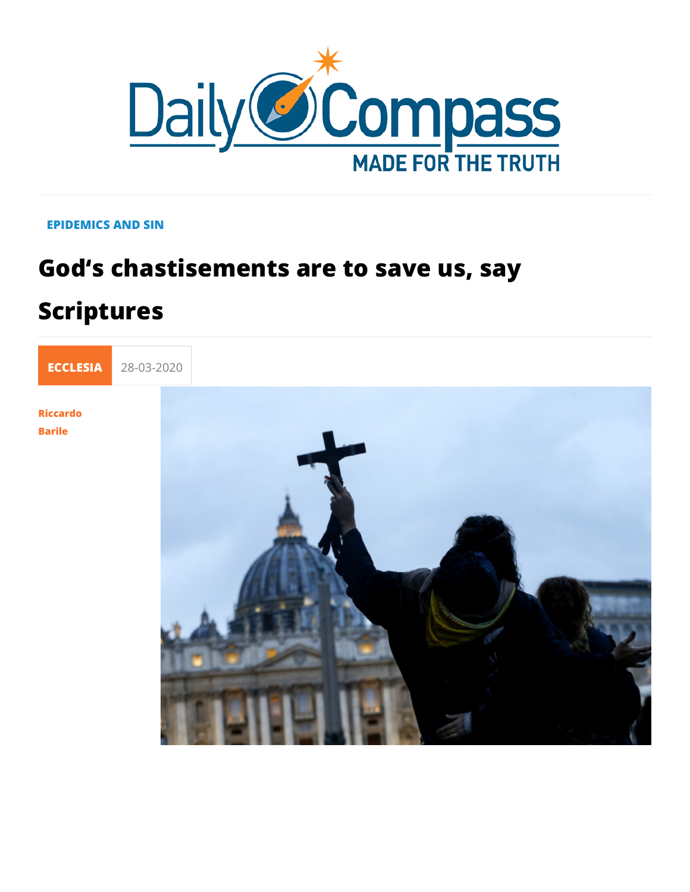EPIDEMICS AND SIN

# God's chastisements are to save us, say Scriptures

ECCLESIA 28-03-2020

Riccardo Barile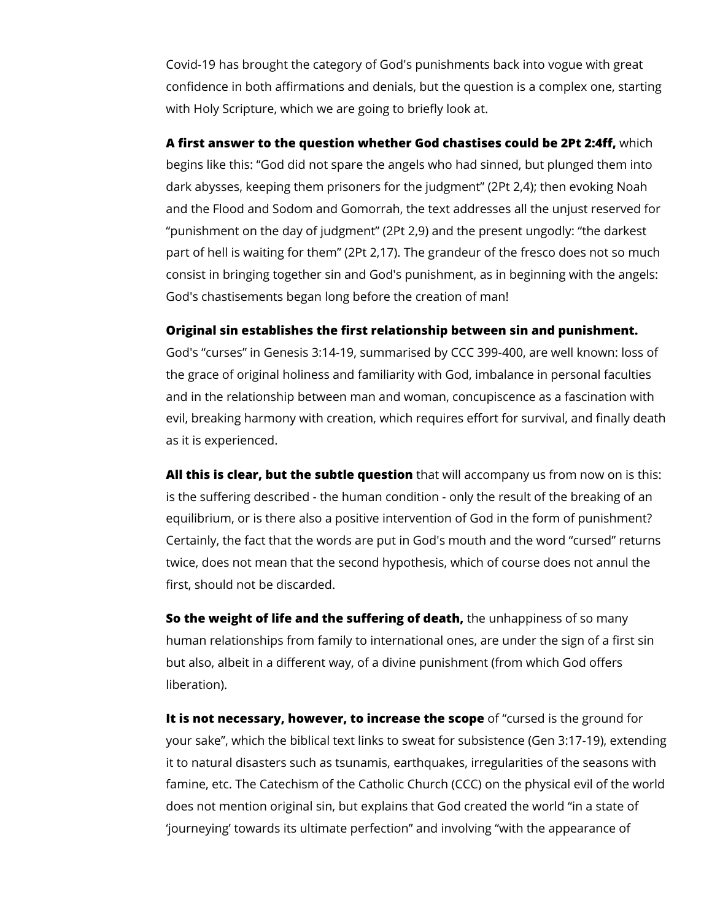Covid-19 has brought the category of God's punishments back into vogue with great confidence in both affirmations and denials, but the question is a complex one, starting with Holy Scripture, which we are going to briefly look at.

**A first answer to the question whether God chastises could be 2Pt 2:4ff,** which begins like this: "God did not spare the angels who had sinned, but plunged them into dark abysses, keeping them prisoners for the judgment" (2Pt 2,4); then evoking Noah and the Flood and Sodom and Gomorrah, the text addresses all the unjust reserved for "punishment on the day of judgment" (2Pt 2,9) and the present ungodly: "the darkest part of hell is waiting for them" (2Pt 2,17). The grandeur of the fresco does not so much consist in bringing together sin and God's punishment, as in beginning with the angels: God's chastisements began long before the creation of man!

**Original sin establishes the first relationship between sin and punishment.** God's "curses" in Genesis 3:14-19, summarised by CCC 399-400, are well known: loss of the grace of original holiness and familiarity with God, imbalance in personal faculties and in the relationship between man and woman, concupiscence as a fascination with evil, breaking harmony with creation, which requires effort for survival, and finally death as it is experienced.

**All this is clear, but the subtle question** that will accompany us from now on is this: is the suffering described - the human condition - only the result of the breaking of an equilibrium, or is there also a positive intervention of God in the form of punishment? Certainly, the fact that the words are put in God's mouth and the word "cursed" returns twice, does not mean that the second hypothesis, which of course does not annul the first, should not be discarded.

**So the weight of life and the suffering of death,** the unhappiness of so many human relationships from family to international ones, are under the sign of a first sin but also, albeit in a different way, of a divine punishment (from which God offers liberation).

**It is not necessary, however, to increase the scope** of "cursed is the ground for your sake", which the biblical text links to sweat for subsistence (Gen 3:17-19), extending it to natural disasters such as tsunamis, earthquakes, irregularities of the seasons with famine, etc. The Catechism of the Catholic Church (CCC) on the physical evil of the world does not mention original sin, but explains that God created the world "in a state of 'journeying' towards its ultimate perfection" and involving "with the appearance of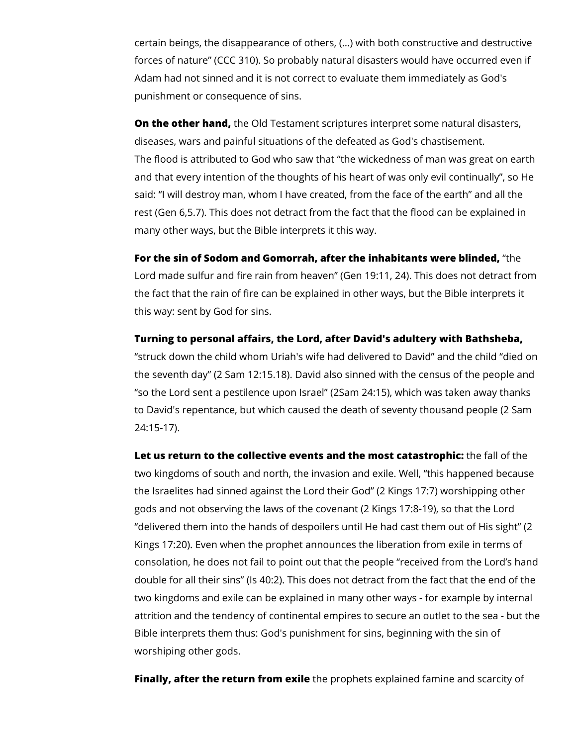certain beings, the disappearance of others, (...) with both constructive and destructive forces of nature” (CCC 310). So probably natural disasters would have occurred even if Adam had not sinned and it is not correct to evaluate them immediately as God's punishment or consequence of sins.

**On the other hand,** the Old Testament scriptures interpret some natural disasters, diseases, wars and painful situations of the defeated as God's chastisement. The flood is attributed to God who saw that “the wickedness of man was great on earth and that every intention of the thoughts of his heart of was only evil continually”, so He said: “I will destroy man, whom I have created, from the face of the earth” and all the rest (Gen 6,5.7). This does not detract from the fact that the flood can be explained in many other ways, but the Bible interprets it this way.

**For the sin of Sodom and Gomorrah, after the inhabitants were blinded,** “the Lord made sulfur and fire rain from heaven” (Gen 19:11, 24). This does not detract from the fact that the rain of fire can be explained in other ways, but the Bible interprets it this way: sent by God for sins.

**Turning to personal affairs, the Lord, after David's adultery with Bathsheba,** “struck down the child whom Uriah's wife had delivered to David” and the child “died on the seventh day” (2 Sam 12:15.18). David also sinned with the census of the people and “so the Lord sent a pestilence upon Israel” (2Sam 24:15), which was taken away thanks to David's repentance, but which caused the death of seventy thousand people (2 Sam 24:15-17).

**Let us return to the collective events and the most catastrophic:** the fall of the two kingdoms of south and north, the invasion and exile. Well, “this happened because the Israelites had sinned against the Lord their God” (2 Kings 17:7) worshipping other gods and not observing the laws of the covenant (2 Kings 17:8-19), so that the Lord “delivered them into the hands of despoilers until He had cast them out of His sight” (2 Kings 17:20). Even when the prophet announces the liberation from exile in terms of consolation, he does not fail to point out that the people “received from the Lord’s hand double for all their sins” (Is 40:2). This does not detract from the fact that the end of the two kingdoms and exile can be explained in many other ways - for example by internal attrition and the tendency of continental empires to secure an outlet to the sea - but the Bible interprets them thus: God's punishment for sins, beginning with the sin of worshiping other gods.

**Finally, after the return from exile** the prophets explained famine and scarcity of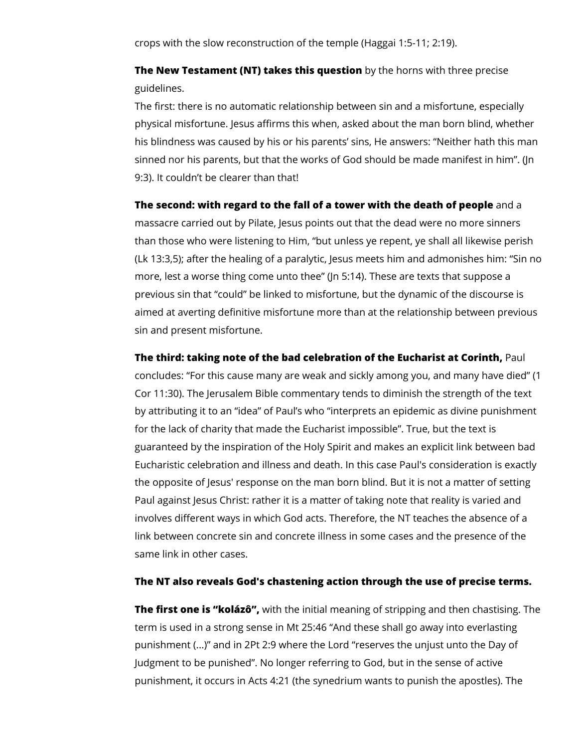crops with the slow reconstruction of the temple (Haggai 1:5-11; 2:19).

**The New Testament (NT) takes this question** by the horns with three precise guidelines.
The first: there is no automatic relationship between sin and a misfortune, especially physical misfortune. Jesus affirms this when, asked about the man born blind, whether his blindness was caused by his or his parents' sins, He answers: "Neither hath this man sinned nor his parents, but that the works of God should be made manifest in him". (Jn 9:3). It couldn't be clearer than that!

**The second: with regard to the fall of a tower with the death of people** and a massacre carried out by Pilate, Jesus points out that the dead were no more sinners than those who were listening to Him, "but unless ye repent, ye shall all likewise perish (Lk 13:3,5); after the healing of a paralytic, Jesus meets him and admonishes him: "Sin no more, lest a worse thing come unto thee" (Jn 5:14). These are texts that suppose a previous sin that "could" be linked to misfortune, but the dynamic of the discourse is aimed at averting definitive misfortune more than at the relationship between previous sin and present misfortune.

**The third: taking note of the bad celebration of the Eucharist at Corinth,** Paul concludes: "For this cause many are weak and sickly among you, and many have died" (1 Cor 11:30). The Jerusalem Bible commentary tends to diminish the strength of the text by attributing it to an "idea" of Paul's who "interprets an epidemic as divine punishment for the lack of charity that made the Eucharist impossible". True, but the text is guaranteed by the inspiration of the Holy Spirit and makes an explicit link between bad Eucharistic celebration and illness and death. In this case Paul's consideration is exactly the opposite of Jesus' response on the man born blind. But it is not a matter of setting Paul against Jesus Christ: rather it is a matter of taking note that reality is varied and involves different ways in which God acts. Therefore, the NT teaches the absence of a link between concrete sin and concrete illness in some cases and the presence of the same link in other cases.

**The NT also reveals God's chastening action through the use of precise terms.**

**The first one is "kolázô",** with the initial meaning of stripping and then chastising. The term is used in a strong sense in Mt 25:46 "And these shall go away into everlasting punishment (...)" and in 2Pt 2:9 where the Lord "reserves the unjust unto the Day of Judgment to be punished". No longer referring to God, but in the sense of active punishment, it occurs in Acts 4:21 (the synedrium wants to punish the apostles). The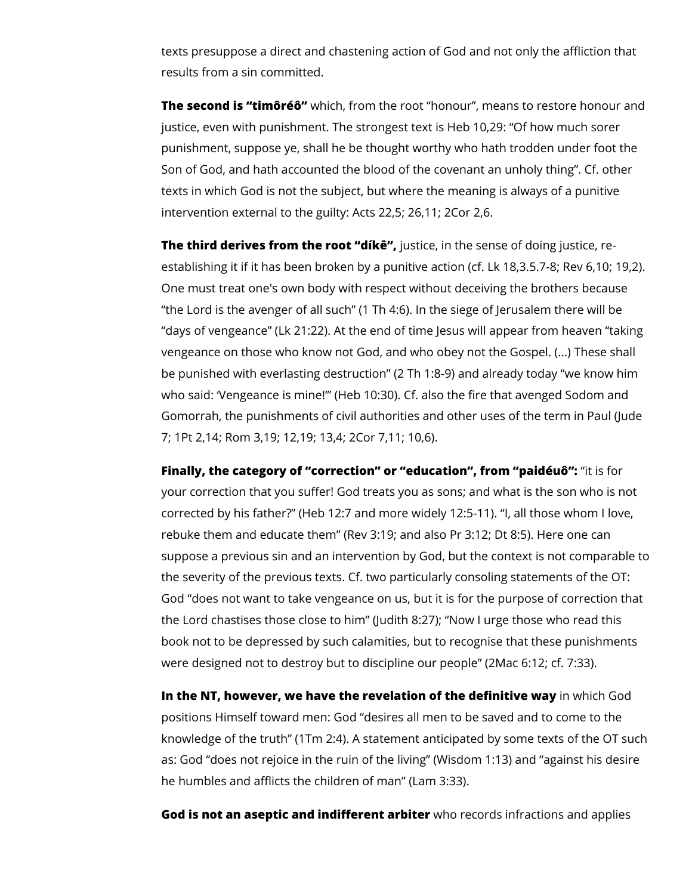texts presuppose a direct and chastening action of God and not only the affliction that results from a sin committed.

**The second is “timôréô”** which, from the root “honour”, means to restore honour and justice, even with punishment. The strongest text is Heb 10,29: “Of how much sorer punishment, suppose ye, shall he be thought worthy who hath trodden under foot the Son of God, and hath accounted the blood of the covenant an unholy thing”. Cf. other texts in which God is not the subject, but where the meaning is always of a punitive intervention external to the guilty: Acts 22,5; 26,11; 2Cor 2,6.

**The third derives from the root “díkê”,** justice, in the sense of doing justice, re-establishing it if it has been broken by a punitive action (cf. Lk 18,3.5.7-8; Rev 6,10; 19,2). One must treat one's own body with respect without deceiving the brothers because “the Lord is the avenger of all such” (1 Th 4:6). In the siege of Jerusalem there will be “days of vengeance” (Lk 21:22). At the end of time Jesus will appear from heaven “taking vengeance on those who know not God, and who obey not the Gospel. (...) These shall be punished with everlasting destruction” (2 Th 1:8-9) and already today “we know him who said: ‘Vengeance is mine!’” (Heb 10:30). Cf. also the fire that avenged Sodom and Gomorrah, the punishments of civil authorities and other uses of the term in Paul (Jude 7; 1Pt 2,14; Rom 3,19; 12,19; 13,4; 2Cor 7,11; 10,6).

**Finally, the category of “correction” or “education”, from “paidéuô”:** “it is for your correction that you suffer! God treats you as sons; and what is the son who is not corrected by his father?” (Heb 12:7 and more widely 12:5-11). “I, all those whom I love, rebuke them and educate them” (Rev 3:19; and also Pr 3:12; Dt 8:5). Here one can suppose a previous sin and an intervention by God, but the context is not comparable to the severity of the previous texts. Cf. two particularly consoling statements of the OT: God “does not want to take vengeance on us, but it is for the purpose of correction that the Lord chastises those close to him” (Judith 8:27); “Now I urge those who read this book not to be depressed by such calamities, but to recognise that these punishments were designed not to destroy but to discipline our people” (2Mac 6:12; cf. 7:33).

**In the NT, however, we have the revelation of the definitive way** in which God positions Himself toward men: God “desires all men to be saved and to come to the knowledge of the truth” (1Tm 2:4). A statement anticipated by some texts of the OT such as: God “does not rejoice in the ruin of the living” (Wisdom 1:13) and “against his desire he humbles and afflicts the children of man” (Lam 3:33).

**God is not an aseptic and indifferent arbiter** who records infractions and applies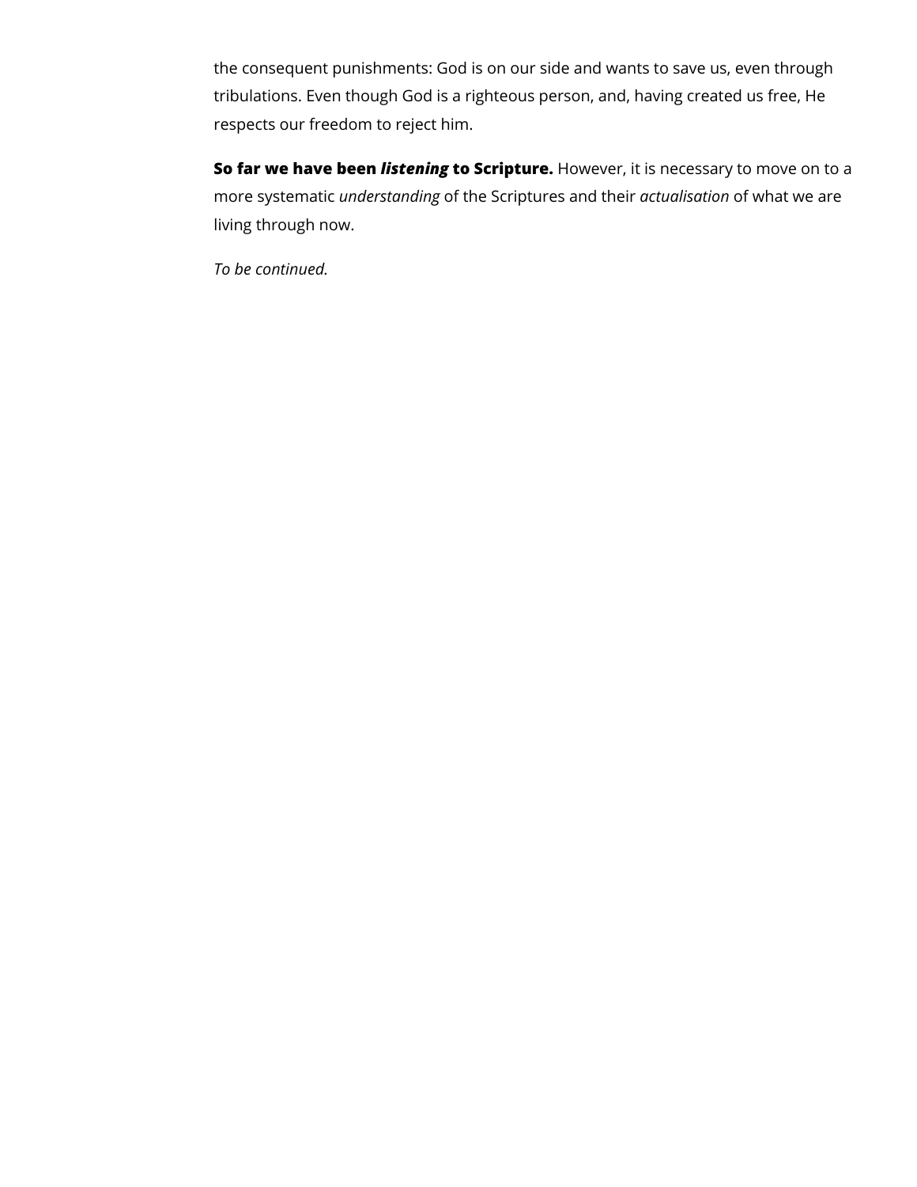the consequent punishments: God is on our side and wants to save us, even through tribulations. Even though God is a righteous person, and, having created us free, He respects our freedom to reject him.

**So far we have been *listening* to Scripture.** However, it is necessary to move on to a more systematic *understanding* of the Scriptures and their *actualisation* of what we are living through now.

*To be continued.*